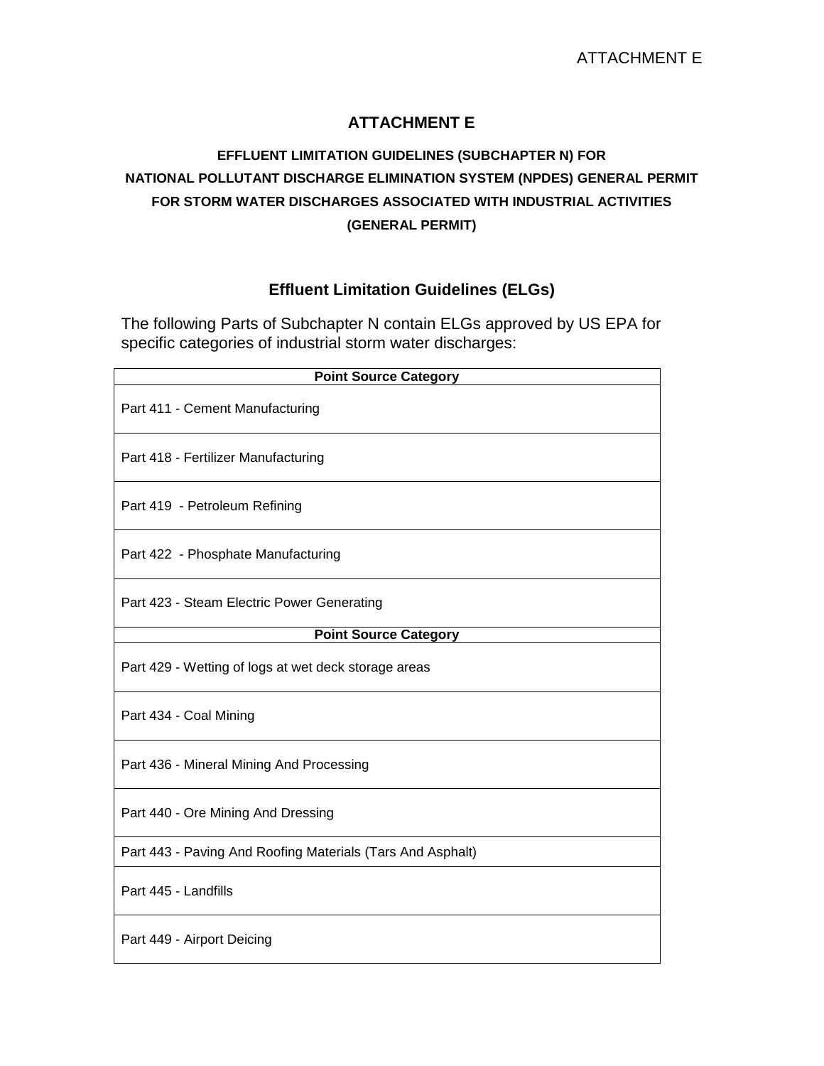# ATTACHMENT E

## EFFLUENT LIMITATION GUIDELINES (SUBCHAPTER N) FOR NATIONAL POLLUTANT DISCHARGE ELIMINATION SYSTEM (NPDES) GENERAL PERMIT FOR STORM WATER DISCHARGES ASSOCIATED WITH INDUSTRIAL ACTIVITIES (GENERAL PERMIT)

### Effluent Limitation Guidelines (ELGs)

The following Parts of Subchapter N contain ELGs approved by US EPA for specific categories of industrial storm water discharges:

| Point Source Category |
|---|
| Part 411 - Cement Manufacturing |
| Part 418 - Fertilizer Manufacturing |
| Part 419 - Petroleum Refining |
| Part 422 - Phosphate Manufacturing |
| Part 423 - Steam Electric Power Generating |
| **Point Source Category** |
| Part 429 - Wetting of logs at wet deck storage areas |
| Part 434 - Coal Mining |
| Part 436 - Mineral Mining And Processing |
| Part 440 - Ore Mining And Dressing |
| Part 443 - Paving And Roofing Materials (Tars And Asphalt) |
| Part 445 - Landfills |
| Part 449 - Airport Deicing |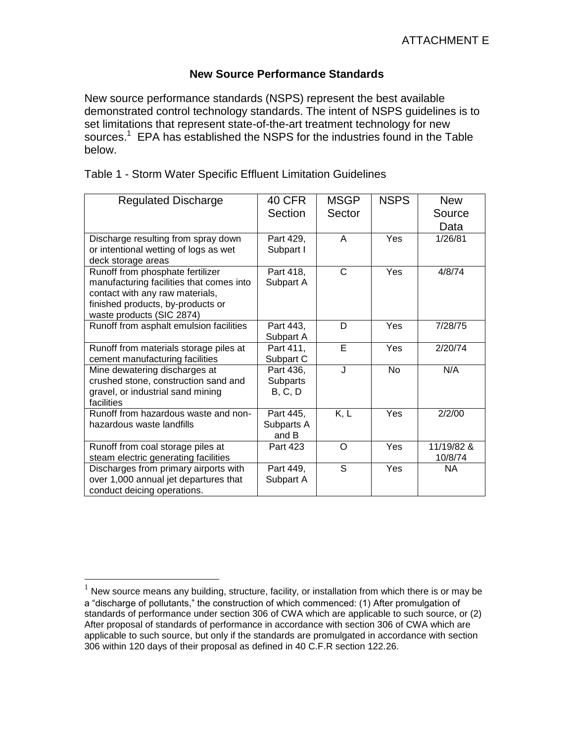ATTACHMENT E

## New Source Performance Standards

New source performance standards (NSPS) represent the best available demonstrated control technology standards. The intent of NSPS guidelines is to set limitations that represent state-of-the-art treatment technology for new sources.[1] EPA has established the NSPS for the industries found in the Table below.

Table 1 - Storm Water Specific Effluent Limitation Guidelines

| Regulated Discharge | 40 CFR Section | MSGP Sector | NSPS | New Source Data |
|---|---|---|---|---|
| Discharge resulting from spray down or intentional wetting of logs as wet deck storage areas | Part 429, Subpart I | A | Yes | 1/26/81 |
| Runoff from phosphate fertilizer manufacturing facilities that comes into contact with any raw materials, finished products, by-products or waste products (SIC 2874) | Part 418, Subpart A | C | Yes | 4/8/74 |
| Runoff from asphalt emulsion facilities | Part 443, Subpart A | D | Yes | 7/28/75 |
| Runoff from materials storage piles at cement manufacturing facilities | Part 411, Subpart C | E | Yes | 2/20/74 |
| Mine dewatering discharges at crushed stone, construction sand and gravel, or industrial sand mining facilities | Part 436, Subparts B, C, D | J | No | N/A |
| Runoff from hazardous waste and non-hazardous waste landfills | Part 445, Subparts A and B | K, L | Yes | 2/2/00 |
| Runoff from coal storage piles at steam electric generating facilities | Part 423 | O | Yes | 11/19/82 & 10/8/74 |
| Discharges from primary airports with over 1,000 annual jet departures that conduct deicing operations. | Part 449, Subpart A | S | Yes | NA |

[1] New source means any building, structure, facility, or installation from which there is or may be a "discharge of pollutants," the construction of which commenced: (1) After promulgation of standards of performance under section 306 of CWA which are applicable to such source, or (2) After proposal of standards of performance in accordance with section 306 of CWA which are applicable to such source, but only if the standards are promulgated in accordance with section 306 within 120 days of their proposal as defined in 40 C.F.R section 122.26.